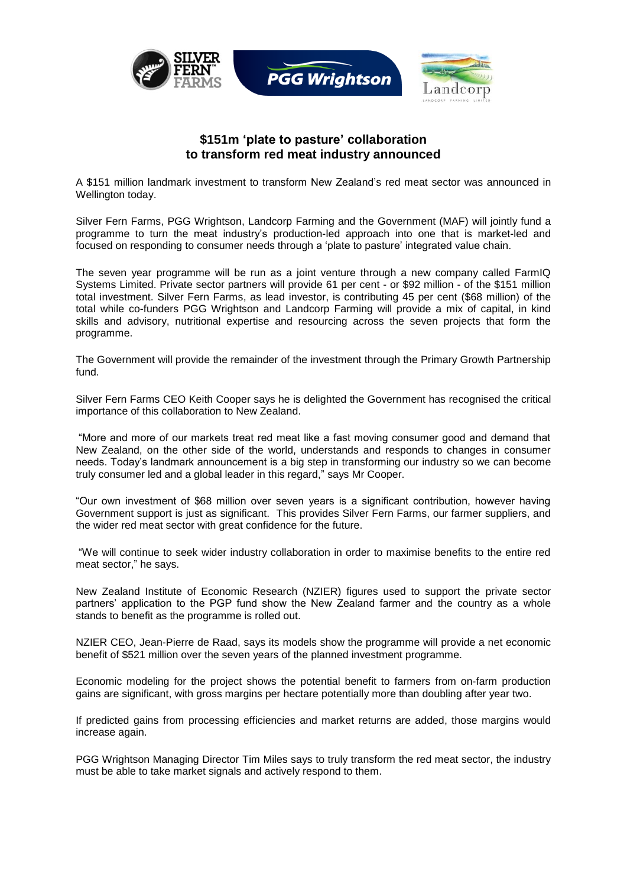## $151m 'plate to pasture' collaboration to transform red meat industry announced

A $151 million landmark investment to transform New Zealand's red meat sector was announced in Wellington today.

Silver Fern Farms, PGG Wrightson, Landcorp Farming and the Government (MAF) will jointly fund a programme to turn the meat industry's production-led approach into one that is market-led and focused on responding to consumer needs through a 'plate to pasture' integrated value chain.

The seven year programme will be run as a joint venture through a new company called FarmIQ Systems Limited. Private sector partners will provide 61 per cent - or $92 million - of the $151 million total investment. Silver Fern Farms, as lead investor, is contributing 45 per cent ($68 million) of the total while co-funders PGG Wrightson and Landcorp Farming will provide a mix of capital, in kind skills and advisory, nutritional expertise and resourcing across the seven projects that form the programme.

The Government will provide the remainder of the investment through the Primary Growth Partnership fund.

Silver Fern Farms CEO Keith Cooper says he is delighted the Government has recognised the critical importance of this collaboration to New Zealand.

"More and more of our markets treat red meat like a fast moving consumer good and demand that New Zealand, on the other side of the world, understands and responds to changes in consumer needs. Today's landmark announcement is a big step in transforming our industry so we can become truly consumer led and a global leader in this regard," says Mr Cooper.

"Our own investment of $68 million over seven years is a significant contribution, however having Government support is just as significant. This provides Silver Fern Farms, our farmer suppliers, and the wider red meat sector with great confidence for the future.

"We will continue to seek wider industry collaboration in order to maximise benefits to the entire red meat sector," he says.

New Zealand Institute of Economic Research (NZIER) figures used to support the private sector partners' application to the PGP fund show the New Zealand farmer and the country as a whole stands to benefit as the programme is rolled out.

NZIER CEO, Jean-Pierre de Raad, says its models show the programme will provide a net economic benefit of $521 million over the seven years of the planned investment programme.

Economic modeling for the project shows the potential benefit to farmers from on-farm production gains are significant, with gross margins per hectare potentially more than doubling after year two.

If predicted gains from processing efficiencies and market returns are added, those margins would increase again.

PGG Wrightson Managing Director Tim Miles says to truly transform the red meat sector, the industry must be able to take market signals and actively respond to them.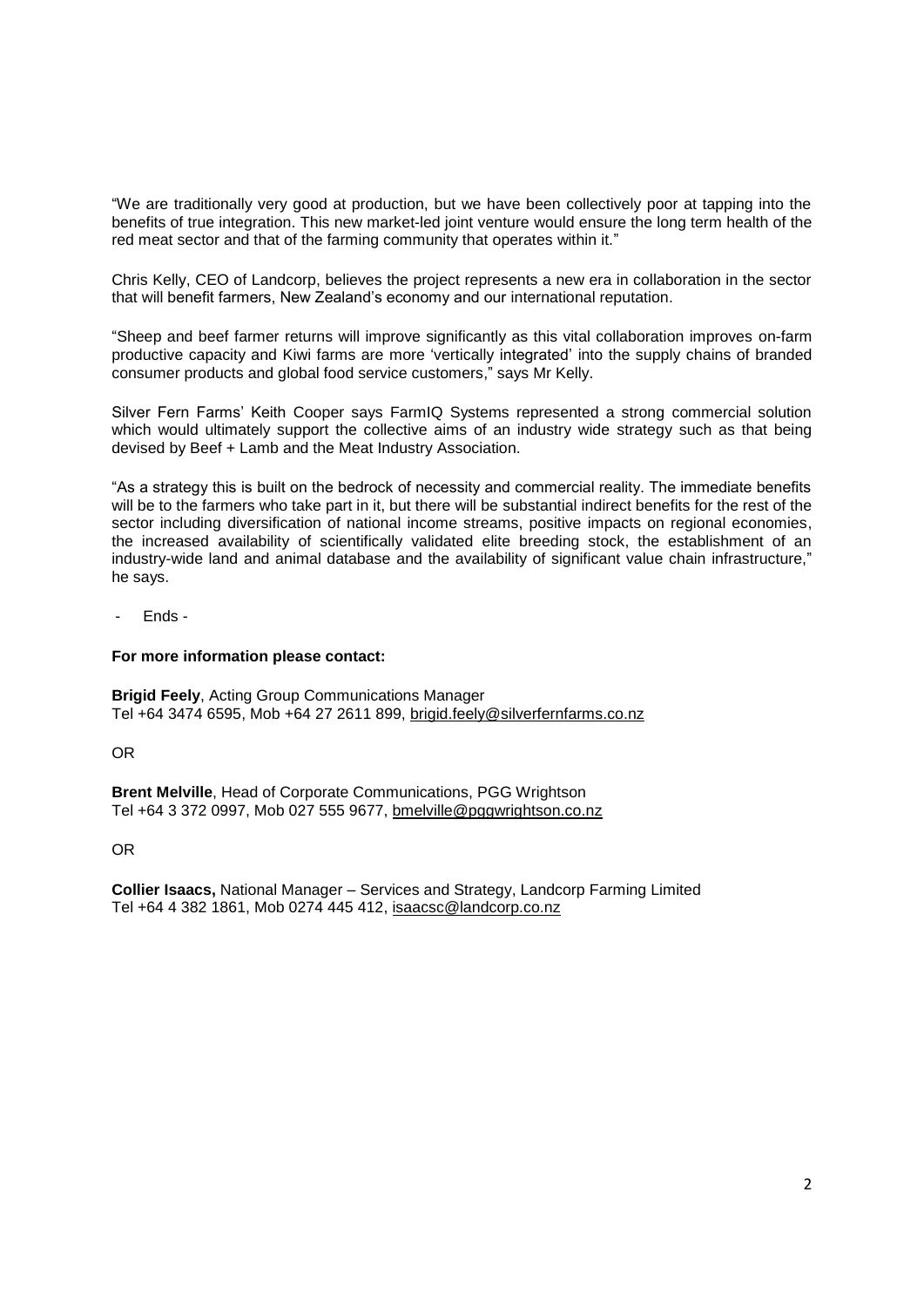"We are traditionally very good at production, but we have been collectively poor at tapping into the benefits of true integration. This new market-led joint venture would ensure the long term health of the red meat sector and that of the farming community that operates within it."

Chris Kelly, CEO of Landcorp, believes the project represents a new era in collaboration in the sector that will benefit farmers, New Zealand's economy and our international reputation.

"Sheep and beef farmer returns will improve significantly as this vital collaboration improves on-farm productive capacity and Kiwi farms are more 'vertically integrated' into the supply chains of branded consumer products and global food service customers," says Mr Kelly.

Silver Fern Farms' Keith Cooper says FarmIQ Systems represented a strong commercial solution which would ultimately support the collective aims of an industry wide strategy such as that being devised by Beef + Lamb and the Meat Industry Association.

"As a strategy this is built on the bedrock of necessity and commercial reality. The immediate benefits will be to the farmers who take part in it, but there will be substantial indirect benefits for the rest of the sector including diversification of national income streams, positive impacts on regional economies, the increased availability of scientifically validated elite breeding stock, the establishment of an industry-wide land and animal database and the availability of significant value chain infrastructure," he says.

- Ends -

**For more information please contact:**

**Brigid Feely**, Acting Group Communications Manager
Tel +64 3474 6595, Mob +64 27 2611 899, brigid.feely@silverfernfarms.co.nz

OR

**Brent Melville**, Head of Corporate Communications, PGG Wrightson
Tel +64 3 372 0997, Mob 027 555 9677, bmelville@pggwrightson.co.nz

OR

**Collier Isaacs,** National Manager – Services and Strategy, Landcorp Farming Limited
Tel +64 4 382 1861, Mob 0274 445 412, isaacsc@landcorp.co.nz